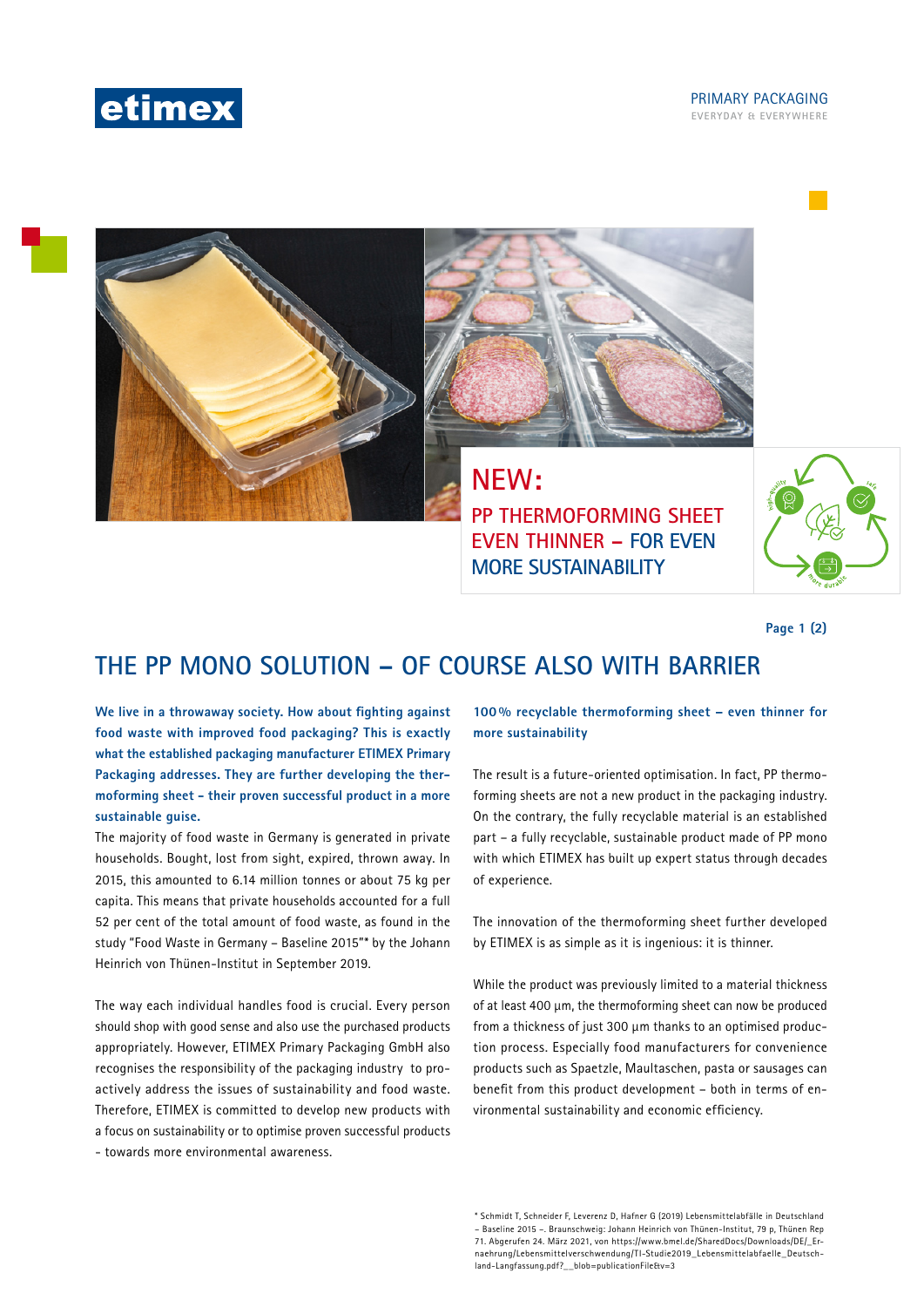etimex

PRIMARY PACKAGING
EVERYDAY & EVERYWHERE

**NEW:**
**PP THERMOFORMING SHEET EVEN THINNER – FOR EVEN MORE SUSTAINABILITY**

# THE PP MONO SOLUTION – OF COURSE ALSO WITH BARRIER

**We live in a throwaway society. How about fighting against food waste with improved food packaging? This is exactly what the established packaging manufacturer ETIMEX Primary Packaging addresses. They are further developing the thermoforming sheet – their proven successful product in a more sustainable guise.**

The majority of food waste in Germany is generated in private households. Bought, lost from sight, expired, thrown away. In 2015, this amounted to 6.14 million tonnes or about 75 kg per capita. This means that private households accounted for a full 52 per cent of the total amount of food waste, as found in the study "Food Waste in Germany – Baseline 2015"* by the Johann Heinrich von Thünen-Institut in September 2019.

The way each individual handles food is crucial. Every person should shop with good sense and also use the purchased products appropriately. However, ETIMEX Primary Packaging GmbH also recognises the responsibility of the packaging industry to proactively address the issues of sustainability and food waste. Therefore, ETIMEX is committed to develop new products with a focus on sustainability or to optimise proven successful products - towards more environmental awareness.

**100 % recyclable thermoforming sheet – even thinner for more sustainability**

The result is a future-oriented optimisation. In fact, PP thermoforming sheets are not a new product in the packaging industry. On the contrary, the fully recyclable material is an established part – a fully recyclable, sustainable product made of PP mono with which ETIMEX has built up expert status through decades of experience.

The innovation of the thermoforming sheet further developed by ETIMEX is as simple as it is ingenious: it is thinner.

While the product was previously limited to a material thickness of at least 400 µm, the thermoforming sheet can now be produced from a thickness of just 300 µm thanks to an optimised production process. Especially food manufacturers for convenience products such as Spaetzle, Maultaschen, pasta or sausages can benefit from this product development – both in terms of environmental sustainability and economic efficiency.

\* Schmidt T, Schneider F, Leverenz D, Hafner G (2019) Lebensmittelabfälle in Deutschland – Baseline 2015 –. Braunschweig: Johann Heinrich von Thünen-Institut, 79 p, Thünen Rep 71. Abgerufen 24. März 2021, von https://www.bmel.de/SharedDocs/Downloads/DE/_Ernaehrung/Lebensmittelverschwendung/TI-Studie2019_Lebensmittelabfaelle_Deutschland-Langfassung.pdf?__blob=publicationFile&v=3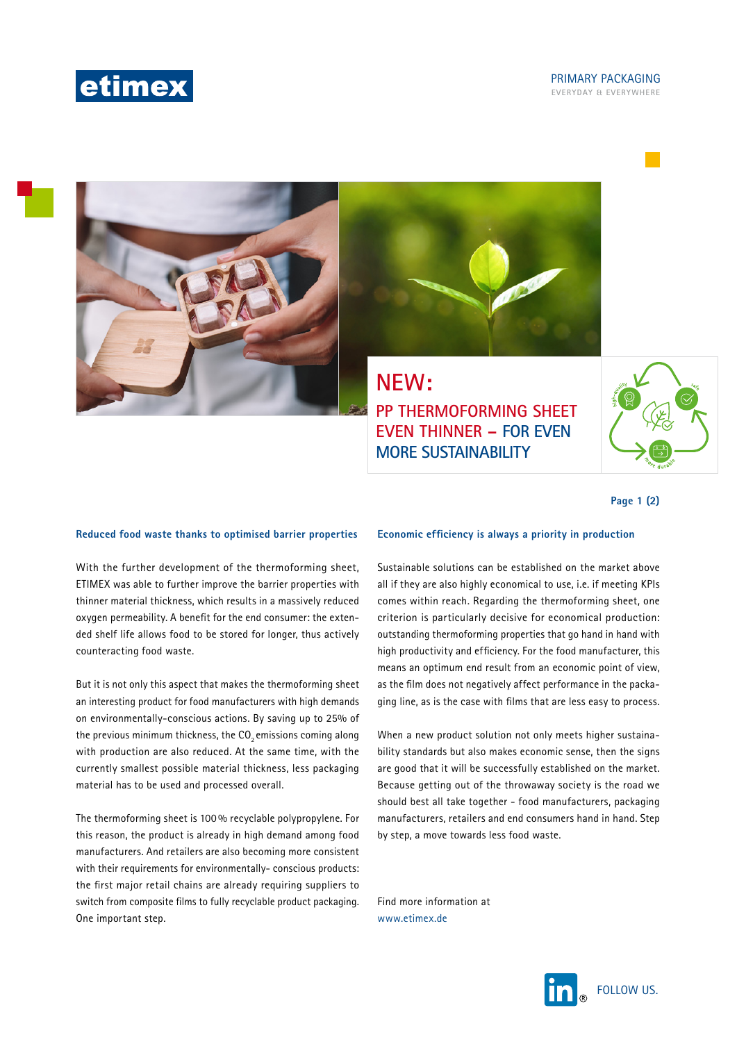PRIMARY PACKAGING

EVERYDAY & EVERYWHERE

# NEW:

## PP THERMOFORMING SHEET EVEN THINNER – FOR EVEN MORE SUSTAINABILITY

### Reduced food waste thanks to optimised barrier properties

With the further development of the thermoforming sheet, ETIMEX was able to further improve the barrier properties with thinner material thickness, which results in a massively reduced oxygen permeability. A benefit for the end consumer: the extended shelf life allows food to be stored for longer, thus actively counteracting food waste.

But it is not only this aspect that makes the thermoforming sheet an interesting product for food manufacturers with high demands on environmentally-conscious actions. By saving up to 25% of the previous minimum thickness, the $CO_2$ emissions coming along with production are also reduced. At the same time, with the currently smallest possible material thickness, less packaging material has to be used and processed overall.

The thermoforming sheet is 100% recyclable polypropylene. For this reason, the product is already in high demand among food manufacturers. And retailers are also becoming more consistent with their requirements for environmentally- conscious products: the first major retail chains are already requiring suppliers to switch from composite films to fully recyclable product packaging. One important step.

### Economic efficiency is always a priority in production

Sustainable solutions can be established on the market above all if they are also highly economical to use, i.e. if meeting KPIs comes within reach. Regarding the thermoforming sheet, one criterion is particularly decisive for economical production: outstanding thermoforming properties that go hand in hand with high productivity and efficiency. For the food manufacturer, this means an optimum end result from an economic point of view, as the film does not negatively affect performance in the packaging line, as is the case with films that are less easy to process.

When a new product solution not only meets higher sustainability standards but also makes economic sense, then the signs are good that it will be successfully established on the market. Because getting out of the throwaway society is the road we should best all take together - food manufacturers, packaging manufacturers, retailers and end consumers hand in hand. Step by step, a move towards less food waste.

Find more information at
www.etimex.de

FOLLOW US.